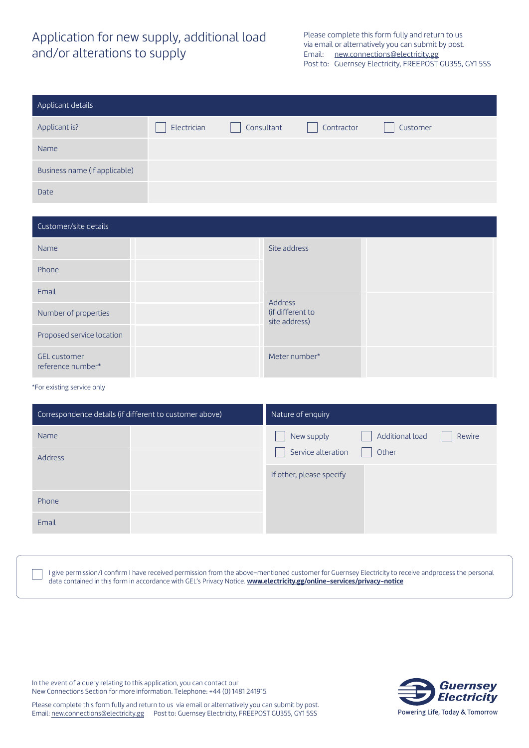# Application for new supply, additional load and/or alterations to supply

Please complete this form fully and return to us via email or alternatively you can submit by post.
Email: new.connections@electricity.gg
Post to: Guernsey Electricity, FREEPOST GU355, GY1 5SS

| Applicant details | | | | |
|---|---|---|---|---|
| Applicant is? | ☐ Electrician | ☐ Consultant | ☐ Contractor | ☐ Customer |
| Name | | | | |
| Business name (if applicable) | | | | |
| Date | | | | |

| Customer/site details | | | |
|---|---|---|---|
| Name | | Site address | |
| Phone | | | |
| Email | | Address (if different to site address) | |
| Number of properties | | | |
| Proposed service location | | | |
| GEL customer reference number* | | Meter number* | |

*For existing service only

| Correspondence details (if different to customer above) | |
|---|---|
| Name | |
| Address | |
| Phone | |
| Email | |

| Nature of enquiry | | |
|---|---|---|
| ☐ New supply | ☐ Additional load | ☐ Rewire |
| ☐ Service alteration | ☐ Other | |
| If other, please specify | | |

☐ I give permission/I confirm I have received permission from the above-mentioned customer for Guernsey Electricity to receive andprocess the personal data contained in this form in accordance with GEL's Privacy Notice. **www.electricity.gg/online-services/privacy-notice**

In the event of a query relating to this application, you can contact our New Connections Section for more information. Telephone: +44 (0) 1481 241915

Please complete this form fully and return to us via email or alternatively you can submit by post.
Email: new.connections@electricity.gg Post to: Guernsey Electricity, FREEPOST GU355, GY1 5SS

Guernsey Electricity
Powering Life, Today & Tomorrow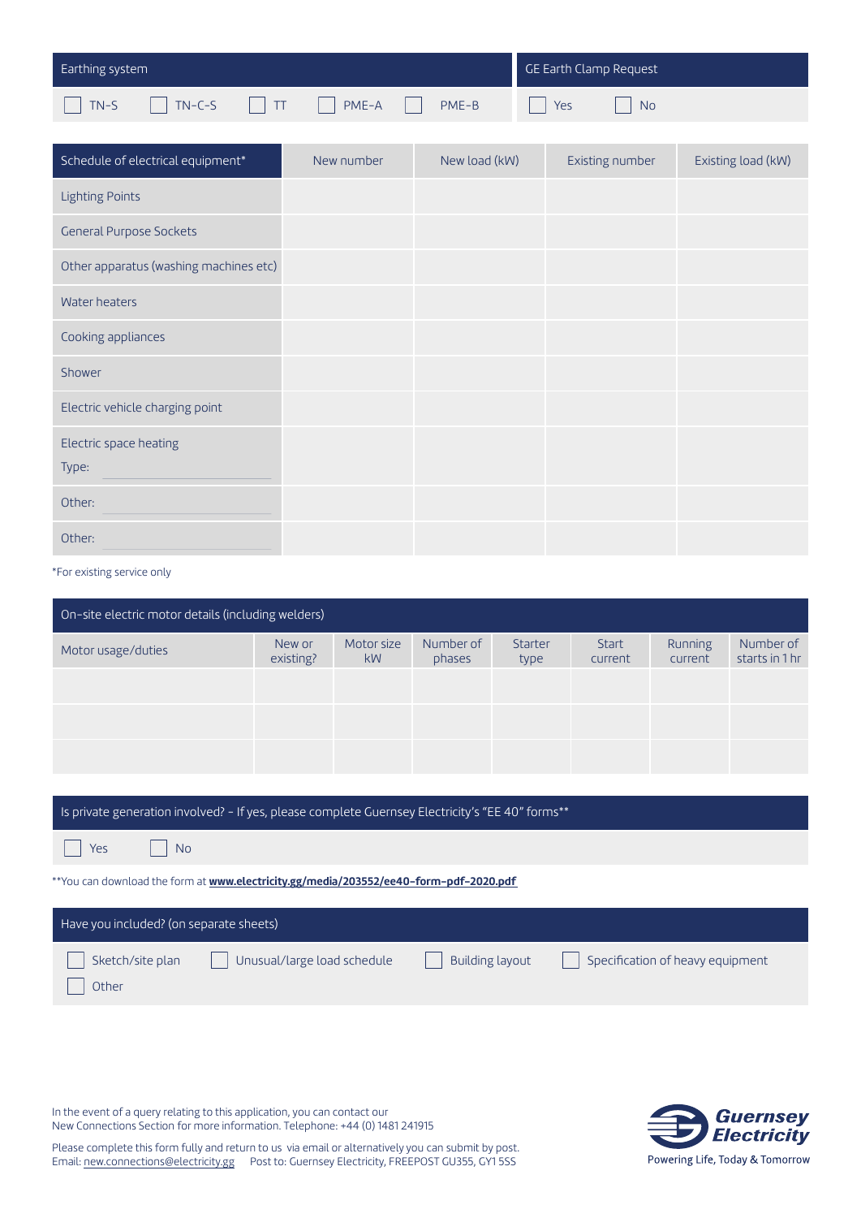| Earthing system | GE Earth Clamp Request |
|---|---|
| ☐ TN-S ☐ TN-C-S ☐ TT ☐ PME-A ☐ PME-B | ☐ Yes ☐ No |

| Schedule of electrical equipment* | New number | New load (kW) | Existing number | Existing load (kW) |
|---|---|---|---|---|
| Lighting Points | | | | |
| General Purpose Sockets | | | | |
| Other apparatus (washing machines etc) | | | | |
| Water heaters | | | | |
| Cooking appliances | | | | |
| Shower | | | | |
| Electric vehicle charging point | | | | |
| Electric space heating<br>Type: | | | | |
| Other: | | | | |
| Other: | | | | |

*For existing service only

| On-site electric motor details (including welders) | | | | | | | |
|---|---|---|---|---|---|---|---|
| Motor usage/duties | New or existing? | Motor size kW | Number of phases | Starter type | Start current | Running current | Number of starts in 1 hr |
| | | | | | | | |
| | | | | | | | |
| | | | | | | | |

| Is private generation involved? - If yes, please complete Guernsey Electricity's "EE 40" forms** |
|---|
| ☐ Yes ☐ No |

**You can download the form at **www.electricity.gg/media/203552/ee40-form-pdf-2020.pdf**

| Have you included? (on separate sheets) |
|---|
| ☐ Sketch/site plan ☐ Unusual/large load schedule ☐ Building layout ☐ Specification of heavy equipment<br>☐ Other |

In the event of a query relating to this application, you can contact our New Connections Section for more information. Telephone: +44 (0) 1481 241915

Please complete this form fully and return to us via email or alternatively you can submit by post.
Email: new.connections@electricity.gg Post to: Guernsey Electricity, FREEPOST GU355, GY1 5SS

Guernsey Electricity
Powering Life, Today & Tomorrow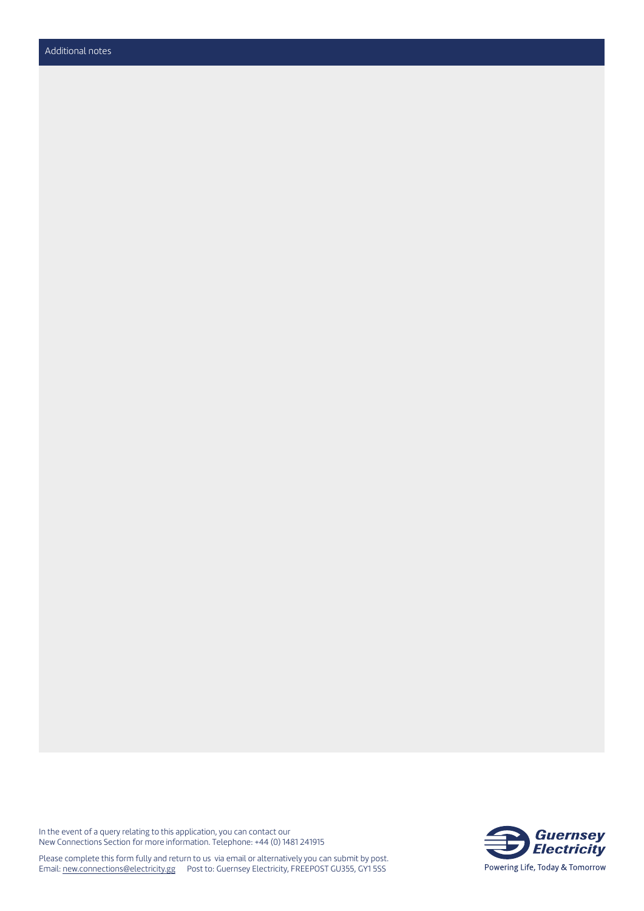## Additional notes

In the event of a query relating to this application, you can contact our New Connections Section for more information. Telephone: +44 (0) 1481 241915

Please complete this form fully and return to us via email or alternatively you can submit by post.
Email: new.connections@electricity.gg  Post to: Guernsey Electricity, FREEPOST GU355, GY1 5SS

Guernsey Electricity
Powering Life, Today & Tomorrow